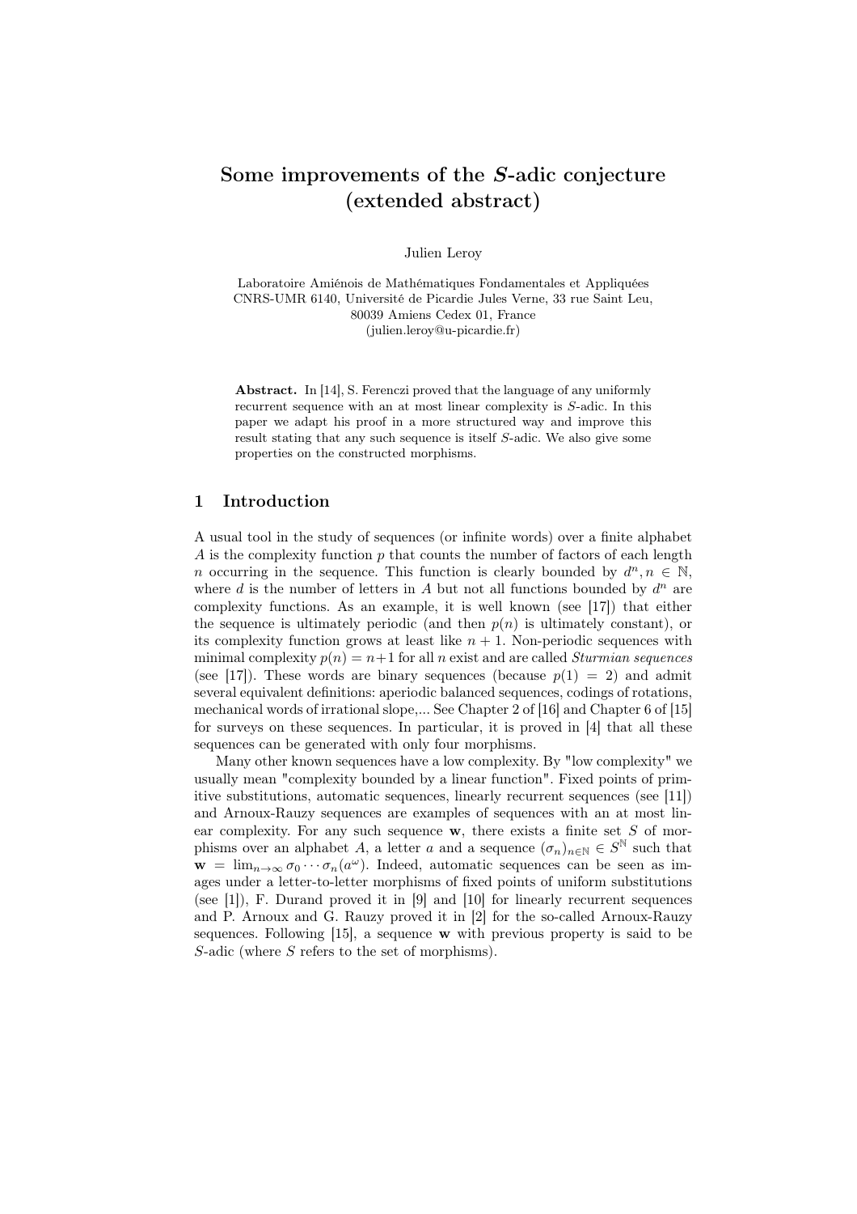# Some improvements of the $S$-adic conjecture (extended abstract)

Julien Leroy

Laboratoire Amiénois de Mathématiques Fondamentales et Appliquées
CNRS-UMR 6140, Université de Picardie Jules Verne, 33 rue Saint Leu,
80039 Amiens Cedex 01, France
(julien.leroy@u-picardie.fr)

**Abstract.** In [14], S. Ferenczi proved that the language of any uniformly recurrent sequence with an at most linear complexity is $S$-adic. In this paper we adapt his proof in a more structured way and improve this result stating that any such sequence is itself $S$-adic. We also give some properties on the constructed morphisms.

## 1 Introduction

A usual tool in the study of sequences (or infinite words) over a finite alphabet $A$ is the complexity function $p$ that counts the number of factors of each length $n$ occurring in the sequence. This function is clearly bounded by $d^n, n \in \mathbb{N}$, where $d$ is the number of letters in $A$ but not all functions bounded by $d^n$ are complexity functions. As an example, it is well known (see [17]) that either the sequence is ultimately periodic (and then $p(n)$ is ultimately constant), or its complexity function grows at least like $n+1$. Non-periodic sequences with minimal complexity $p(n) = n+1$ for all $n$ exist and are called *Sturmian sequences* (see [17]). These words are binary sequences (because $p(1) = 2$) and admit several equivalent definitions: aperiodic balanced sequences, codings of rotations, mechanical words of irrational slope,... See Chapter 2 of [16] and Chapter 6 of [15] for surveys on these sequences. In particular, it is proved in [4] that all these sequences can be generated with only four morphisms.

Many other known sequences have a low complexity. By "low complexity" we usually mean "complexity bounded by a linear function". Fixed points of primitive substitutions, automatic sequences, linearly recurrent sequences (see [11]) and Arnoux-Rauzy sequences are examples of sequences with an at most linear complexity. For any such sequence $\mathbf{w}$, there exists a finite set $S$ of morphisms over an alphabet $A$, a letter $a$ and a sequence $(\sigma_n)_{n\in\mathbb{N}} \in S^{\mathbb{N}}$ such that $\mathbf{w} = \lim_{n\to\infty} \sigma_0 \cdots \sigma_n(a^\omega)$. Indeed, automatic sequences can be seen as images under a letter-to-letter morphisms of fixed points of uniform substitutions (see [1]), F. Durand proved it in [9] and [10] for linearly recurrent sequences and P. Arnoux and G. Rauzy proved it in [2] for the so-called Arnoux-Rauzy sequences. Following [15], a sequence $\mathbf{w}$ with previous property is said to be $S$-adic (where $S$ refers to the set of morphisms).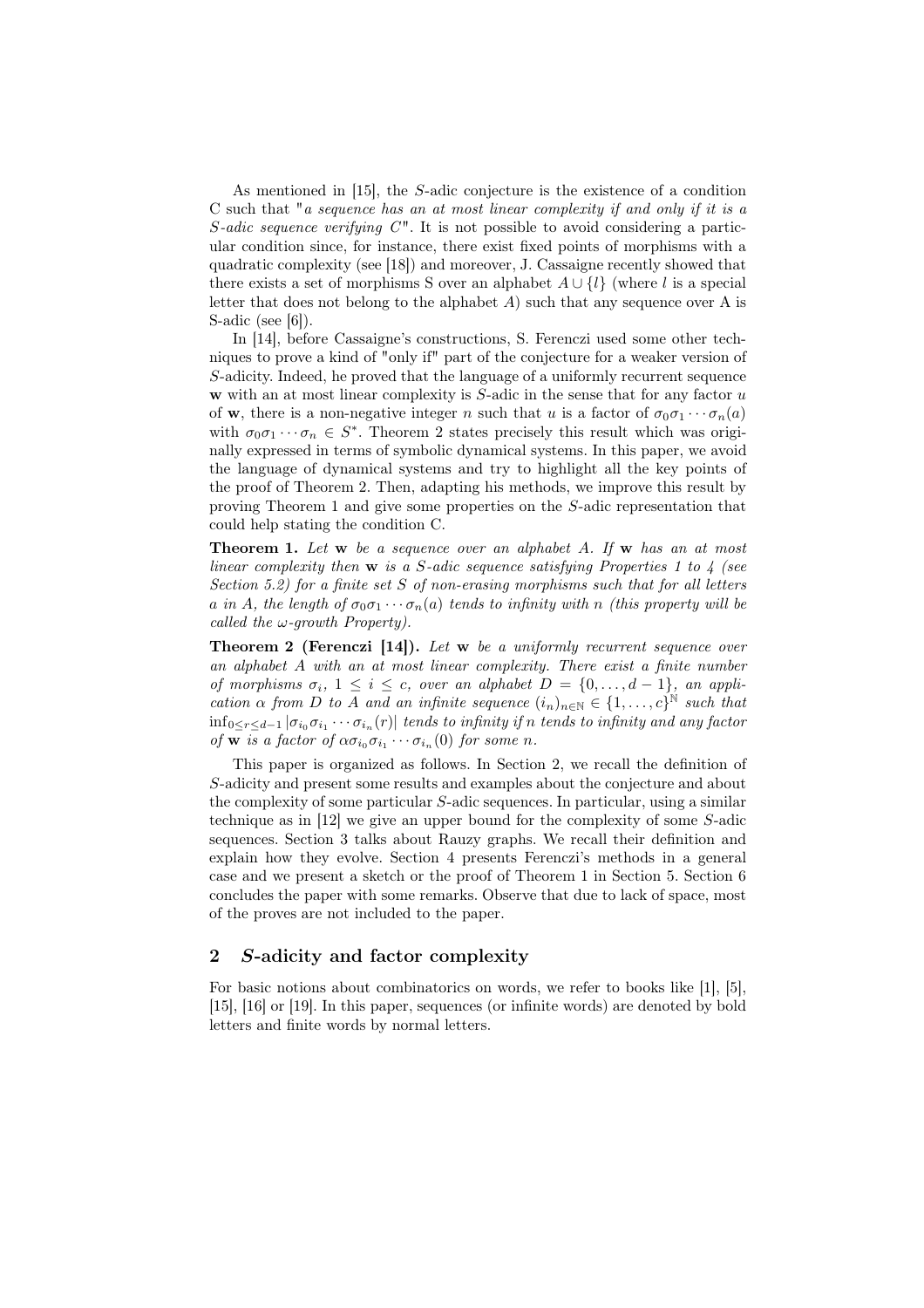As mentioned in [15], the $S$-adic conjecture is the existence of a condition C such that "*a sequence has an at most linear complexity if and only if it is a $S$-adic sequence verifying C*". It is not possible to avoid considering a particular condition since, for instance, there exist fixed points of morphisms with a quadratic complexity (see [18]) and moreover, J. Cassaigne recently showed that there exists a set of morphisms S over an alphabet $A \cup \{l\}$ (where $l$ is a special letter that does not belong to the alphabet $A$) such that any sequence over A is S-adic (see [6]).

In [14], before Cassaigne's constructions, S. Ferenczi used some other techniques to prove a kind of "only if" part of the conjecture for a weaker version of $S$-adicity. Indeed, he proved that the language of a uniformly recurrent sequence $\mathbf{w}$ with an at most linear complexity is $S$-adic in the sense that for any factor $u$ of $\mathbf{w}$, there is a non-negative integer $n$ such that $u$ is a factor of $\sigma_0\sigma_1\cdots\sigma_n(a)$ with $\sigma_0\sigma_1\cdots\sigma_n \in S^*$. Theorem 2 states precisely this result which was originally expressed in terms of symbolic dynamical systems. In this paper, we avoid the language of dynamical systems and try to highlight all the key points of the proof of Theorem 2. Then, adapting his methods, we improve this result by proving Theorem 1 and give some properties on the $S$-adic representation that could help stating the condition C.

**Theorem 1.** *Let $\mathbf{w}$ be a sequence over an alphabet $A$. If $\mathbf{w}$ has an at most linear complexity then $\mathbf{w}$ is a $S$-adic sequence satisfying Properties 1 to 4 (see Section 5.2) for a finite set $S$ of non-erasing morphisms such that for all letters $a$ in $A$, the length of $\sigma_0\sigma_1\cdots\sigma_n(a)$ tends to infinity with $n$ (this property will be called the $\omega$-growth Property).*

**Theorem 2 (Ferenczi [14]).** *Let $\mathbf{w}$ be a uniformly recurrent sequence over an alphabet $A$ with an at most linear complexity. There exist a finite number of morphisms $\sigma_i$, $1 \leq i \leq c$, over an alphabet $D = \{0, \ldots, d-1\}$, an application $\alpha$ from $D$ to $A$ and an infinite sequence $(i_n)_{n\in\mathbb{N}} \in \{1, \ldots, c\}^{\mathbb{N}}$ such that $\inf_{0\leq r\leq d-1} |\sigma_{i_0}\sigma_{i_1}\cdots\sigma_{i_n}(r)|$ tends to infinity if $n$ tends to infinity and any factor of $\mathbf{w}$ is a factor of $\alpha\sigma_{i_0}\sigma_{i_1}\cdots\sigma_{i_n}(0)$ for some $n$.*

This paper is organized as follows. In Section 2, we recall the definition of $S$-adicity and present some results and examples about the conjecture and about the complexity of some particular $S$-adic sequences. In particular, using a similar technique as in [12] we give an upper bound for the complexity of some $S$-adic sequences. Section 3 talks about Rauzy graphs. We recall their definition and explain how they evolve. Section 4 presents Ferenczi's methods in a general case and we present a sketch or the proof of Theorem 1 in Section 5. Section 6 concludes the paper with some remarks. Observe that due to lack of space, most of the proves are not included to the paper.

## 2 $S$-adicity and factor complexity

For basic notions about combinatorics on words, we refer to books like [1], [5], [15], [16] or [19]. In this paper, sequences (or infinite words) are denoted by bold letters and finite words by normal letters.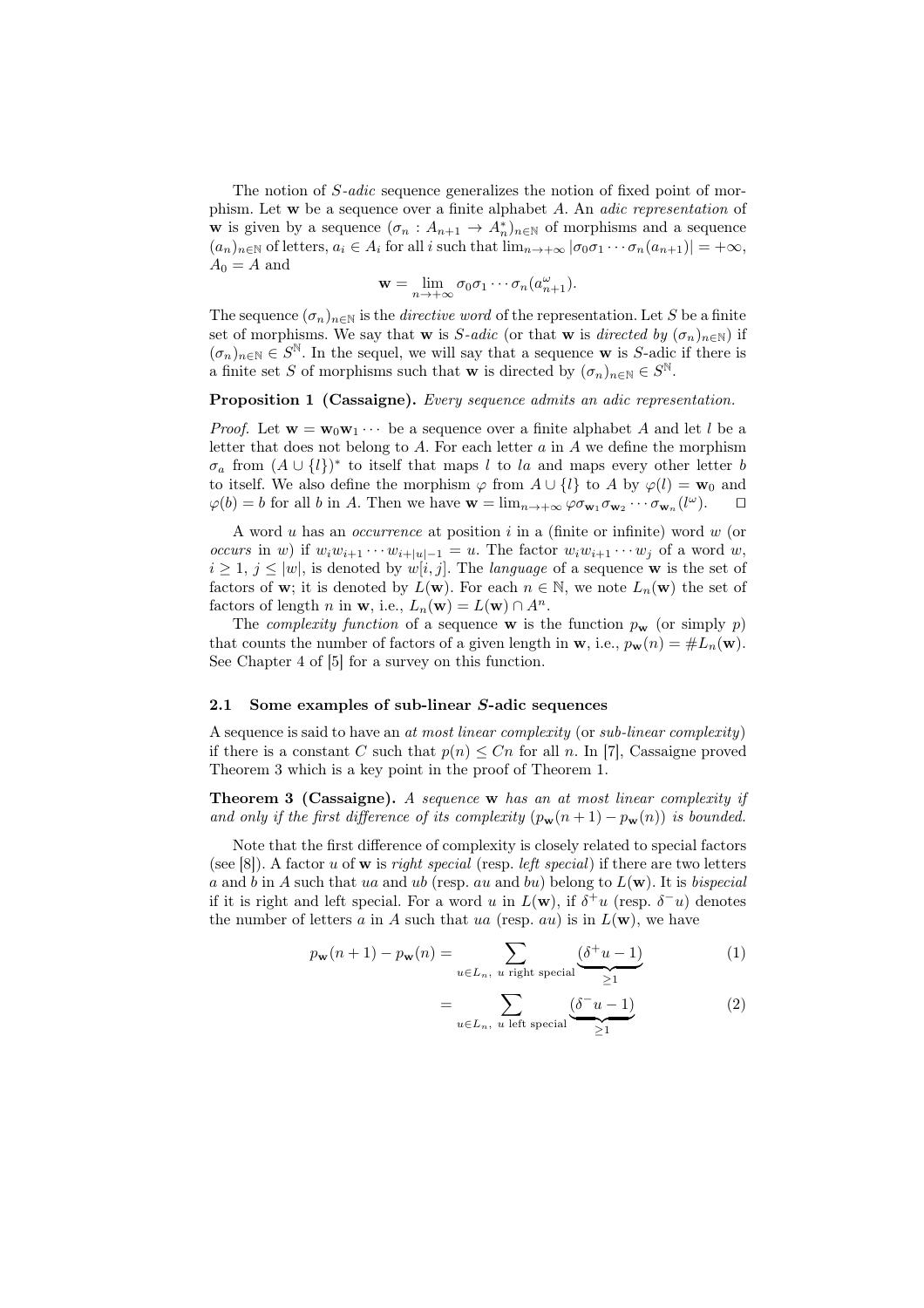The notion of $S$-*adic* sequence generalizes the notion of fixed point of morphism. Let $\mathbf{w}$ be a sequence over a finite alphabet $A$. An *adic representation* of $\mathbf{w}$ is given by a sequence $(\sigma_n : A_{n+1} \to A_n^*)_{n\in\mathbb{N}}$ of morphisms and a sequence $(a_n)_{n\in\mathbb{N}}$ of letters, $a_i \in A_i$ for all $i$ such that $\lim_{n\to+\infty} |\sigma_0\sigma_1 \cdots \sigma_n(a_{n+1})| = +\infty$, $A_0 = A$ and

$$\mathbf{w} = \lim_{n\to+\infty} \sigma_0\sigma_1 \cdots \sigma_n(a_{n+1}^\omega).$$

The sequence $(\sigma_n)_{n\in\mathbb{N}}$ is the *directive word* of the representation. Let $S$ be a finite set of morphisms. We say that $\mathbf{w}$ is $S$-*adic* (or that $\mathbf{w}$ is *directed by* $(\sigma_n)_{n\in\mathbb{N}}$) if $(\sigma_n)_{n\in\mathbb{N}} \in S^{\mathbb{N}}$. In the sequel, we will say that a sequence $\mathbf{w}$ is $S$-adic if there is a finite set $S$ of morphisms such that $\mathbf{w}$ is directed by $(\sigma_n)_{n\in\mathbb{N}} \in S^{\mathbb{N}}$.

**Proposition 1 (Cassaigne).** *Every sequence admits an adic representation.*

*Proof.* Let $\mathbf{w} = \mathbf{w}_0\mathbf{w}_1 \cdots$ be a sequence over a finite alphabet $A$ and let $l$ be a letter that does not belong to $A$. For each letter $a$ in $A$ we define the morphism $\sigma_a$ from $(A \cup \{l\})^*$ to itself that maps $l$ to $la$ and maps every other letter $b$ to itself. We also define the morphism $\varphi$ from $A \cup \{l\}$ to $A$ by $\varphi(l) = \mathbf{w}_0$ and $\varphi(b) = b$ for all $b$ in $A$. Then we have $\mathbf{w} = \lim_{n\to+\infty} \varphi\sigma_{\mathbf{w}_1}\sigma_{\mathbf{w}_2} \cdots \sigma_{\mathbf{w}_n}(l^\omega)$. □

A word $u$ has an *occurrence* at position $i$ in a (finite or infinite) word $w$ (or *occurs* in $w$) if $w_i w_{i+1} \cdots w_{i+|u|-1} = u$. The factor $w_i w_{i+1} \cdots w_j$ of a word $w$, $i \geq 1$, $j \leq |w|$, is denoted by $w[i,j]$. The *language* of a sequence $\mathbf{w}$ is the set of factors of $\mathbf{w}$; it is denoted by $L(\mathbf{w})$. For each $n \in \mathbb{N}$, we note $L_n(\mathbf{w})$ the set of factors of length $n$ in $\mathbf{w}$, i.e., $L_n(\mathbf{w}) = L(\mathbf{w}) \cap A^n$.

The *complexity function* of a sequence $\mathbf{w}$ is the function $p_{\mathbf{w}}$ (or simply $p$) that counts the number of factors of a given length in $\mathbf{w}$, i.e., $p_{\mathbf{w}}(n) = \#L_n(\mathbf{w})$. See Chapter 4 of [5] for a survey on this function.

### 2.1 Some examples of sub-linear $S$-adic sequences

A sequence is said to have an *at most linear complexity* (or *sub-linear complexity*) if there is a constant $C$ such that $p(n) \leq Cn$ for all $n$. In [7], Cassaigne proved Theorem 3 which is a key point in the proof of Theorem 1.

**Theorem 3 (Cassaigne).** *A sequence* $\mathbf{w}$ *has an at most linear complexity if and only if the first difference of its complexity* $(p_{\mathbf{w}}(n+1) - p_{\mathbf{w}}(n))$ *is bounded.*

Note that the first difference of complexity is closely related to special factors (see [8]). A factor $u$ of $\mathbf{w}$ is *right special* (resp. *left special*) if there are two letters $a$ and $b$ in $A$ such that $ua$ and $ub$ (resp. $au$ and $bu$) belong to $L(\mathbf{w})$. It is *bispecial* if it is right and left special. For a word $u$ in $L(\mathbf{w})$, if $\delta^+u$ (resp. $\delta^-u$) denotes the number of letters $a$ in $A$ such that $ua$ (resp. $au$) is in $L(\mathbf{w})$, we have

$$p_{\mathbf{w}}(n+1) - p_{\mathbf{w}}(n) = \sum_{u\in L_n,\ u \text{ right special}} \underbrace{(\delta^+u - 1)}_{\geq 1} \tag{1}$$

$$= \sum_{u\in L_n,\ u \text{ left special}} \underbrace{(\delta^-u - 1)}_{\geq 1} \tag{2}$$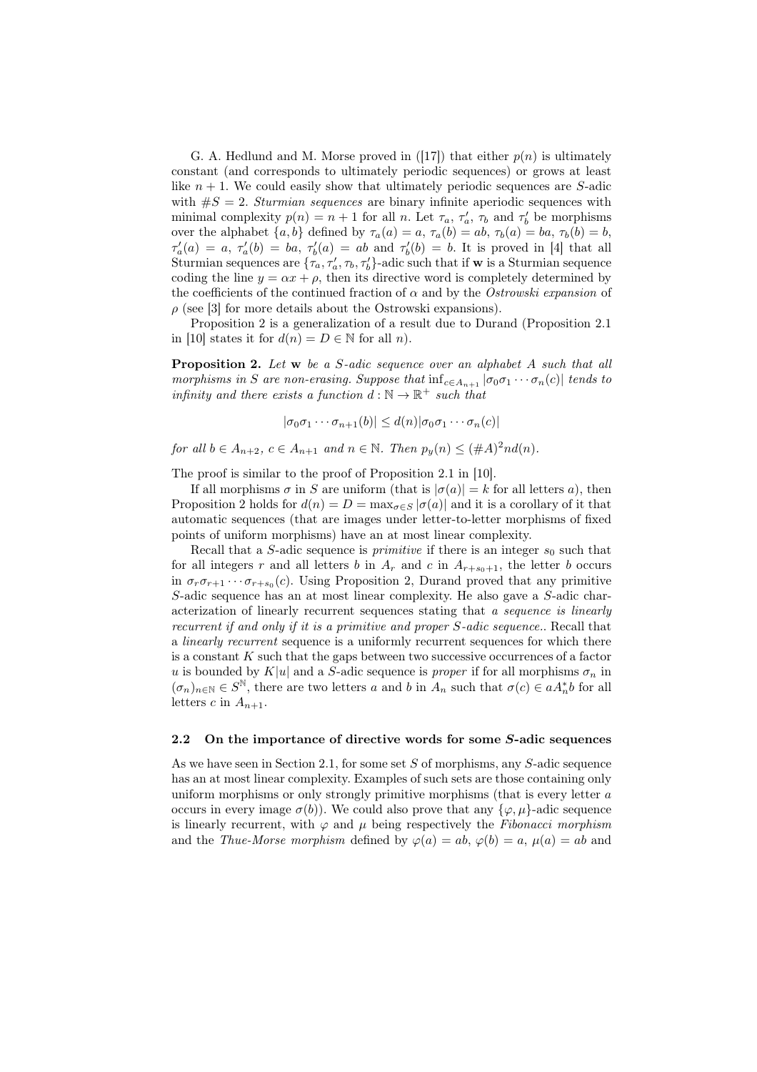G. A. Hedlund and M. Morse proved in ([17]) that either $p(n)$ is ultimately constant (and corresponds to ultimately periodic sequences) or grows at least like $n+1$. We could easily show that ultimately periodic sequences are $S$-adic with $\#S = 2$. *Sturmian sequences* are binary infinite aperiodic sequences with minimal complexity $p(n) = n+1$ for all $n$. Let $\tau_a$, $\tau'_a$, $\tau_b$ and $\tau'_b$ be morphisms over the alphabet $\{a, b\}$ defined by $\tau_a(a) = a$, $\tau_a(b) = ab$, $\tau_b(a) = ba$, $\tau_b(b) = b$, $\tau'_a(a) = a$, $\tau'_a(b) = ba$, $\tau'_b(a) = ab$ and $\tau'_b(b) = b$. It is proved in [4] that all Sturmian sequences are $\{\tau_a, \tau'_a, \tau_b, \tau'_b\}$-adic such that if $\mathbf{w}$ is a Sturmian sequence coding the line $y = \alpha x + \rho$, then its directive word is completely determined by the coefficients of the continued fraction of $\alpha$ and by the *Ostrowski expansion* of $\rho$ (see [3] for more details about the Ostrowski expansions).

Proposition 2 is a generalization of a result due to Durand (Proposition 2.1 in [10] states it for $d(n) = D \in \mathbb{N}$ for all $n$).

**Proposition 2.** *Let* $\mathbf{w}$ *be a* $S$*-adic sequence over an alphabet* $A$ *such that all morphisms in* $S$ *are non-erasing. Suppose that* $\inf_{c \in A_{n+1}} |\sigma_0\sigma_1 \cdots \sigma_n(c)|$ *tends to infinity and there exists a function* $d : \mathbb{N} \to \mathbb{R}^+$ *such that*

$$|\sigma_0\sigma_1 \cdots \sigma_{n+1}(b)| \leq d(n)|\sigma_0\sigma_1 \cdots \sigma_n(c)|$$

*for all* $b \in A_{n+2}$*,* $c \in A_{n+1}$ *and* $n \in \mathbb{N}$*. Then* $p_y(n) \leq (\#A)^2 n d(n)$*.*

The proof is similar to the proof of Proposition 2.1 in [10].

If all morphisms $\sigma$ in $S$ are uniform (that is $|\sigma(a)| = k$ for all letters $a$), then Proposition 2 holds for $d(n) = D = \max_{\sigma \in S} |\sigma(a)|$ and it is a corollary of it that automatic sequences (that are images under letter-to-letter morphisms of fixed points of uniform morphisms) have an at most linear complexity.

Recall that a $S$-adic sequence is *primitive* if there is an integer $s_0$ such that for all integers $r$ and all letters $b$ in $A_r$ and $c$ in $A_{r+s_0+1}$, the letter $b$ occurs in $\sigma_r\sigma_{r+1} \cdots \sigma_{r+s_0}(c)$. Using Proposition 2, Durand proved that any primitive $S$-adic sequence has an at most linear complexity. He also gave a $S$-adic characterization of linearly recurrent sequences stating that *a sequence is linearly recurrent if and only if it is a primitive and proper S-adic sequence.*. Recall that a *linearly recurrent* sequence is a uniformly recurrent sequences for which there is a constant $K$ such that the gaps between two successive occurrences of a factor $u$ is bounded by $K|u|$ and a $S$-adic sequence is *proper* if for all morphisms $\sigma_n$ in $(\sigma_n)_{n \in \mathbb{N}} \in S^{\mathbb{N}}$, there are two letters $a$ and $b$ in $A_n$ such that $\sigma(c) \in aA_n^*b$ for all letters $c$ in $A_{n+1}$.

### 2.2 On the importance of directive words for some $S$-adic sequences

As we have seen in Section 2.1, for some set $S$ of morphisms, any $S$-adic sequence has an at most linear complexity. Examples of such sets are those containing only uniform morphisms or only strongly primitive morphisms (that is every letter $a$ occurs in every image $\sigma(b)$). We could also prove that any $\{\varphi, \mu\}$-adic sequence is linearly recurrent, with $\varphi$ and $\mu$ being respectively the *Fibonacci morphism* and the *Thue-Morse morphism* defined by $\varphi(a) = ab$, $\varphi(b) = a$, $\mu(a) = ab$ and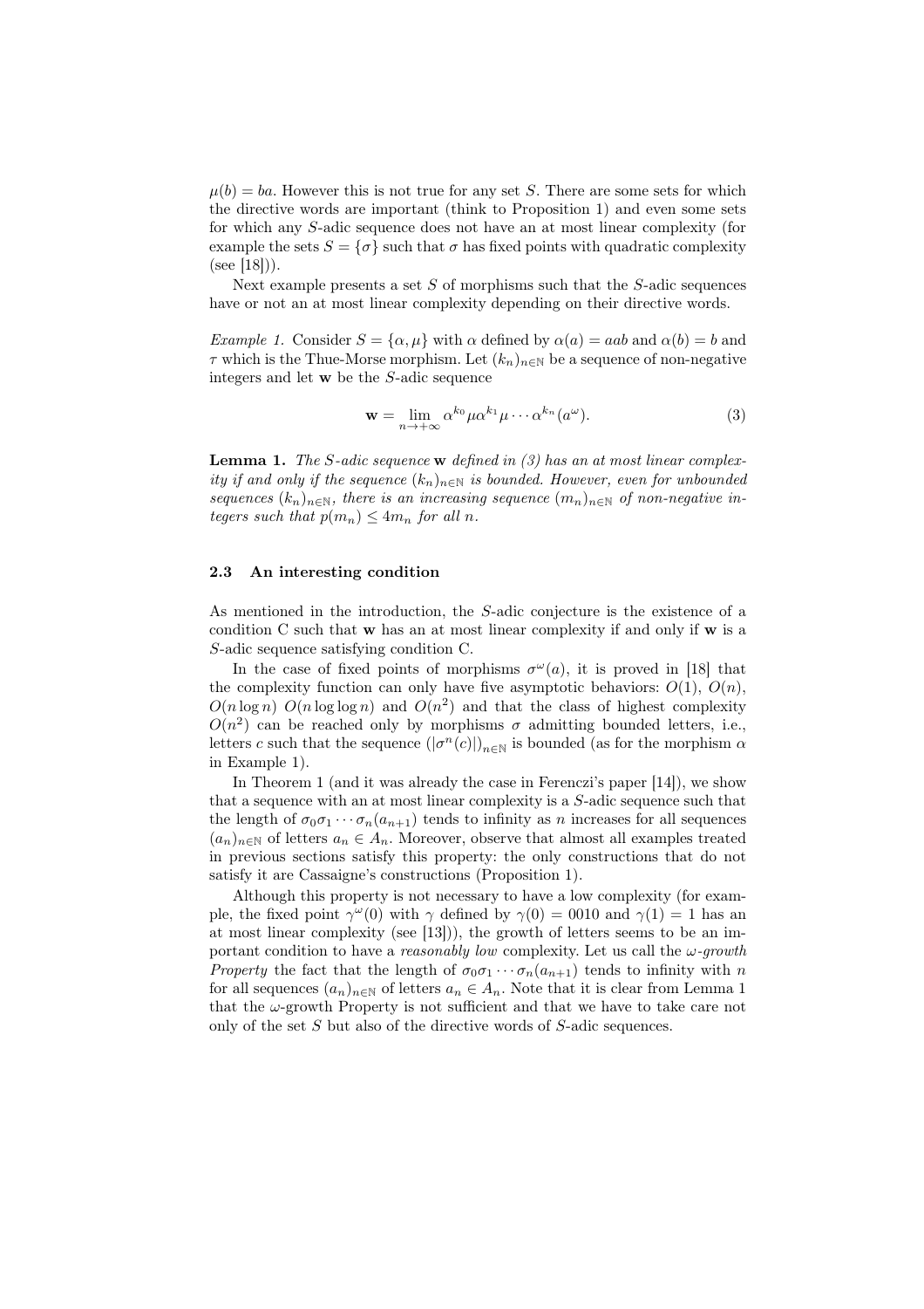$\mu(b) = ba$. However this is not true for any set $S$. There are some sets for which the directive words are important (think to Proposition 1) and even some sets for which any $S$-adic sequence does not have an at most linear complexity (for example the sets $S = \{\sigma\}$ such that $\sigma$ has fixed points with quadratic complexity (see [18])).

Next example presents a set $S$ of morphisms such that the $S$-adic sequences have or not an at most linear complexity depending on their directive words.

*Example 1.* Consider $S = \{\alpha, \mu\}$ with $\alpha$ defined by $\alpha(a) = aab$ and $\alpha(b) = b$ and $\tau$ which is the Thue-Morse morphism. Let $(k_n)_{n\in\mathbb{N}}$ be a sequence of non-negative integers and let $\mathbf{w}$ be the $S$-adic sequence

$$\mathbf{w} = \lim_{n\to+\infty} \alpha^{k_0}\mu\alpha^{k_1}\mu\cdots\alpha^{k_n}(a^\omega). \tag{3}$$

**Lemma 1.** *The $S$-adic sequence $\mathbf{w}$ defined in (3) has an at most linear complexity if and only if the sequence $(k_n)_{n\in\mathbb{N}}$ is bounded. However, even for unbounded sequences $(k_n)_{n\in\mathbb{N}}$, there is an increasing sequence $(m_n)_{n\in\mathbb{N}}$ of non-negative integers such that $p(m_n) \leq 4m_n$ for all $n$.*

### 2.3 An interesting condition

As mentioned in the introduction, the $S$-adic conjecture is the existence of a condition C such that $\mathbf{w}$ has an at most linear complexity if and only if $\mathbf{w}$ is a $S$-adic sequence satisfying condition C.

In the case of fixed points of morphisms $\sigma^\omega(a)$, it is proved in [18] that the complexity function can only have five asymptotic behaviors: $O(1)$, $O(n)$, $O(n\log n)$ $O(n\log\log n)$ and $O(n^2)$ and that the class of highest complexity $O(n^2)$ can be reached only by morphisms $\sigma$ admitting bounded letters, i.e., letters $c$ such that the sequence $(|\sigma^n(c)|)_{n\in\mathbb{N}}$ is bounded (as for the morphism $\alpha$ in Example 1).

In Theorem 1 (and it was already the case in Ferenczi's paper [14]), we show that a sequence with an at most linear complexity is a $S$-adic sequence such that the length of $\sigma_0\sigma_1\cdots\sigma_n(a_{n+1})$ tends to infinity as $n$ increases for all sequences $(a_n)_{n\in\mathbb{N}}$ of letters $a_n \in A_n$. Moreover, observe that almost all examples treated in previous sections satisfy this property: the only constructions that do not satisfy it are Cassaigne's constructions (Proposition 1).

Although this property is not necessary to have a low complexity (for example, the fixed point $\gamma^\omega(0)$ with $\gamma$ defined by $\gamma(0) = 0010$ and $\gamma(1) = 1$ has an at most linear complexity (see [13])), the growth of letters seems to be an important condition to have a *reasonably low* complexity. Let us call the *$\omega$-growth Property* the fact that the length of $\sigma_0\sigma_1\cdots\sigma_n(a_{n+1})$ tends to infinity with $n$ for all sequences $(a_n)_{n\in\mathbb{N}}$ of letters $a_n \in A_n$. Note that it is clear from Lemma 1 that the $\omega$-growth Property is not sufficient and that we have to take care not only of the set $S$ but also of the directive words of $S$-adic sequences.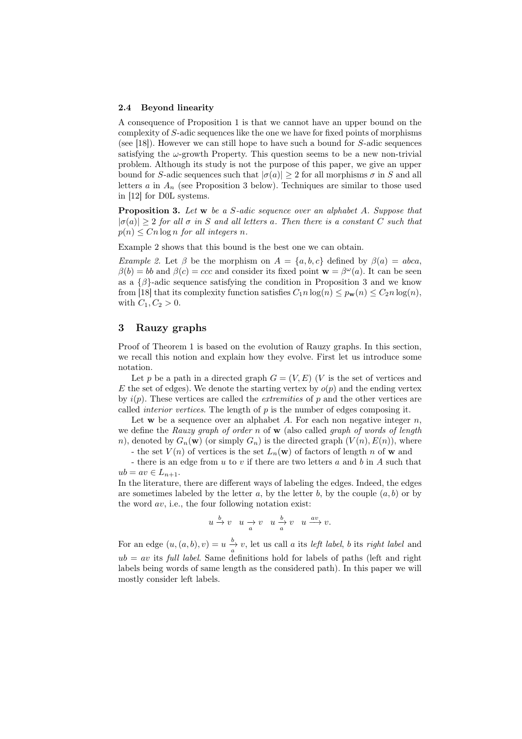### 2.4 Beyond linearity

A consequence of Proposition 1 is that we cannot have an upper bound on the complexity of $S$-adic sequences like the one we have for fixed points of morphisms (see [18]). However we can still hope to have such a bound for $S$-adic sequences satisfying the $\omega$-growth Property. This question seems to be a new non-trivial problem. Although its study is not the purpose of this paper, we give an upper bound for $S$-adic sequences such that $|\sigma(a)| \geq 2$ for all morphisms $\sigma$ in $S$ and all letters $a$ in $A_n$ (see Proposition 3 below). Techniques are similar to those used in [12] for D0L systems.

**Proposition 3.** *Let* $\mathbf{w}$ *be a* $S$*-adic sequence over an alphabet* $A$*. Suppose that* $|\sigma(a)| \geq 2$ *for all* $\sigma$ *in* $S$ *and all letters* $a$*. Then there is a constant* $C$ *such that* $p(n) \leq Cn \log n$ *for all integers* $n$*.*

Example 2 shows that this bound is the best one we can obtain.

*Example 2.* Let $\beta$ be the morphism on $A = \{a, b, c\}$ defined by $\beta(a) = abca$, $\beta(b) = bb$ and $\beta(c) = ccc$ and consider its fixed point $\mathbf{w} = \beta^\omega(a)$. It can be seen as a $\{\beta\}$-adic sequence satisfying the condition in Proposition 3 and we know from [18] that its complexity function satisfies $C_1 n \log(n) \leq p_{\mathbf{w}}(n) \leq C_2 n \log(n)$, with $C_1, C_2 > 0$.

## 3 Rauzy graphs

Proof of Theorem 1 is based on the evolution of Rauzy graphs. In this section, we recall this notion and explain how they evolve. First let us introduce some notation.

Let $p$ be a path in a directed graph $G = (V, E)$ ($V$ is the set of vertices and $E$ the set of edges). We denote the starting vertex by $o(p)$ and the ending vertex by $i(p)$. These vertices are called the *extremities* of $p$ and the other vertices are called *interior vertices*. The length of $p$ is the number of edges composing it.

Let $\mathbf{w}$ be a sequence over an alphabet $A$. For each non negative integer $n$, we define the *Rauzy graph of order* $n$ of $\mathbf{w}$ (also called *graph of words of length* $n$), denoted by $G_n(\mathbf{w})$ (or simply $G_n$) is the directed graph $(V(n), E(n))$, where

- the set $V(n)$ of vertices is the set $L_n(\mathbf{w})$ of factors of length $n$ of $\mathbf{w}$ and

- there is an edge from $u$ to $v$ if there are two letters $a$ and $b$ in $A$ such that $ub = av \in L_{n+1}$.

In the literature, there are different ways of labeling the edges. Indeed, the edges are sometimes labeled by the letter $a$, by the letter $b$, by the couple $(a, b)$ or by the word $av$, i.e., the four following notation exist:

$$u \xrightarrow{b} v \quad u \underset{a}{\rightarrow} v \quad u \underset{a}{\xrightarrow{b}} v \quad u \xrightarrow{av} v.$$

For an edge $(u, (a, b), v) = u \underset{a}{\xrightarrow{b}} v$, let us call $a$ its *left label*, $b$ its *right label* and $ub = av$ its *full label*. Same definitions hold for labels of paths (left and right labels being words of same length as the considered path). In this paper we will mostly consider left labels.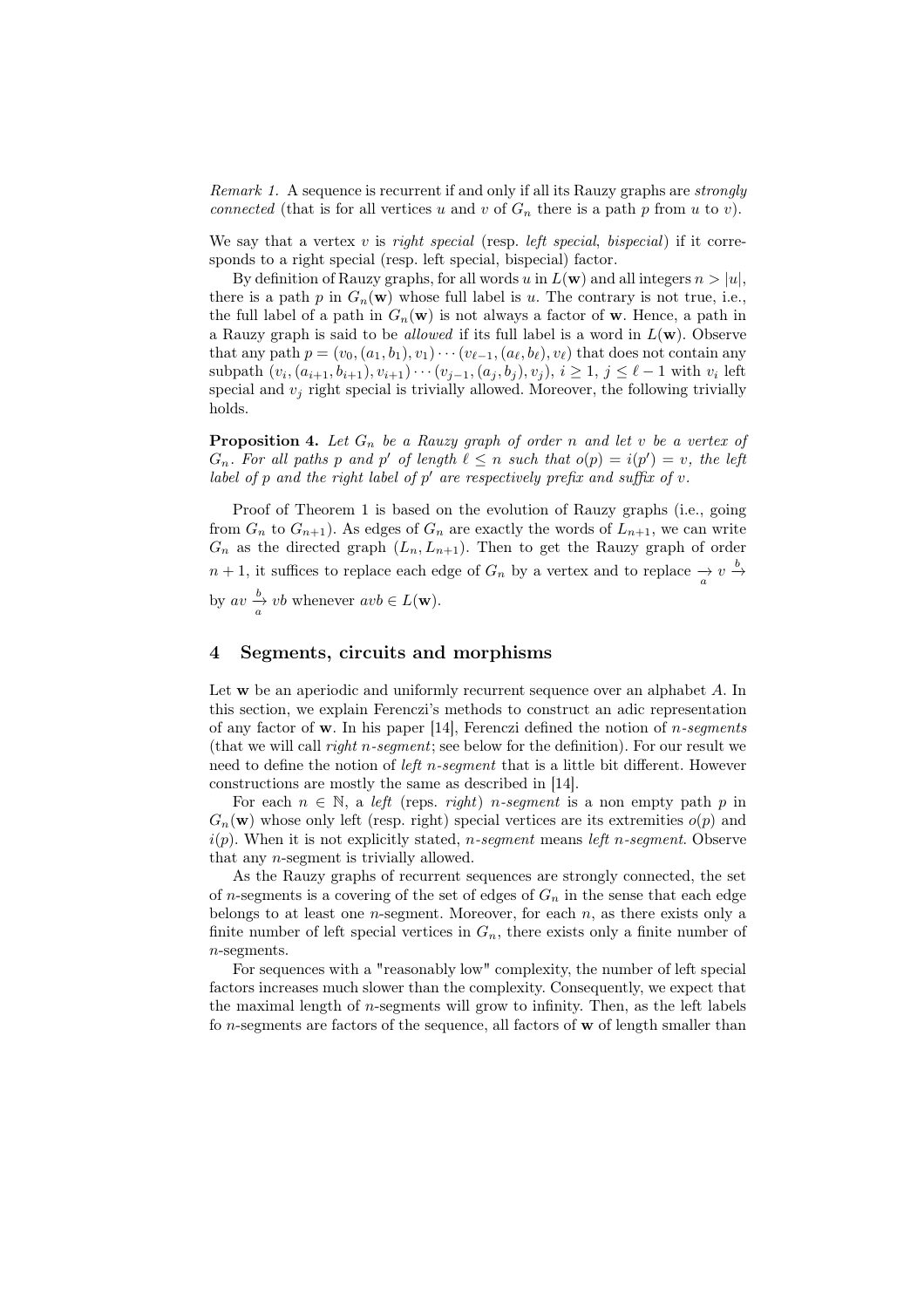*Remark 1.* A sequence is recurrent if and only if all its Rauzy graphs are *strongly connected* (that is for all vertices $u$ and $v$ of $G_n$ there is a path $p$ from $u$ to $v$).

We say that a vertex $v$ is *right special* (resp. *left special*, *bispecial*) if it corresponds to a right special (resp. left special, bispecial) factor.

By definition of Rauzy graphs, for all words $u$ in $L(\mathbf{w})$ and all integers $n > |u|$, there is a path $p$ in $G_n(\mathbf{w})$ whose full label is $u$. The contrary is not true, i.e., the full label of a path in $G_n(\mathbf{w})$ is not always a factor of $\mathbf{w}$. Hence, a path in a Rauzy graph is said to be *allowed* if its full label is a word in $L(\mathbf{w})$. Observe that any path $p = (v_0, (a_1, b_1), v_1) \cdots (v_{\ell-1}, (a_\ell, b_\ell), v_\ell)$ that does not contain any subpath $(v_i, (a_{i+1}, b_{i+1}), v_{i+1}) \cdots (v_{j-1}, (a_j, b_j), v_j)$, $i \geq 1$, $j \leq \ell - 1$ with $v_i$ left special and $v_j$ right special is trivially allowed. Moreover, the following trivially holds.

**Proposition 4.** *Let $G_n$ be a Rauzy graph of order $n$ and let $v$ be a vertex of $G_n$. For all paths $p$ and $p'$ of length $\ell \leq n$ such that $o(p) = i(p') = v$, the left label of $p$ and the right label of $p'$ are respectively prefix and suffix of $v$.*

Proof of Theorem 1 is based on the evolution of Rauzy graphs (i.e., going from $G_n$ to $G_{n+1}$). As edges of $G_n$ are exactly the words of $L_{n+1}$, we can write $G_n$ as the directed graph $(L_n, L_{n+1})$. Then to get the Rauzy graph of order $n+1$, it suffices to replace each edge of $G_n$ by a vertex and to replace $\underset{a}{\rightarrow} v \overset{b}{\rightarrow}$ by $av \underset{a}{\overset{b}{\rightarrow}} vb$ whenever $avb \in L(\mathbf{w})$.

## 4 Segments, circuits and morphisms

Let $\mathbf{w}$ be an aperiodic and uniformly recurrent sequence over an alphabet $A$. In this section, we explain Ferenczi's methods to construct an adic representation of any factor of $\mathbf{w}$. In his paper [14], Ferenczi defined the notion of *$n$-segments* (that we will call *right $n$-segment*; see below for the definition). For our result we need to define the notion of *left $n$-segment* that is a little bit different. However constructions are mostly the same as described in [14].

For each $n \in \mathbb{N}$, a *left* (reps. *right*) *$n$-segment* is a non empty path $p$ in $G_n(\mathbf{w})$ whose only left (resp. right) special vertices are its extremities $o(p)$ and $i(p)$. When it is not explicitly stated, *$n$-segment* means *left $n$-segment*. Observe that any $n$-segment is trivially allowed.

As the Rauzy graphs of recurrent sequences are strongly connected, the set of $n$-segments is a covering of the set of edges of $G_n$ in the sense that each edge belongs to at least one $n$-segment. Moreover, for each $n$, as there exists only a finite number of left special vertices in $G_n$, there exists only a finite number of $n$-segments.

For sequences with a "reasonably low" complexity, the number of left special factors increases much slower than the complexity. Consequently, we expect that the maximal length of $n$-segments will grow to infinity. Then, as the left labels fo $n$-segments are factors of the sequence, all factors of $\mathbf{w}$ of length smaller than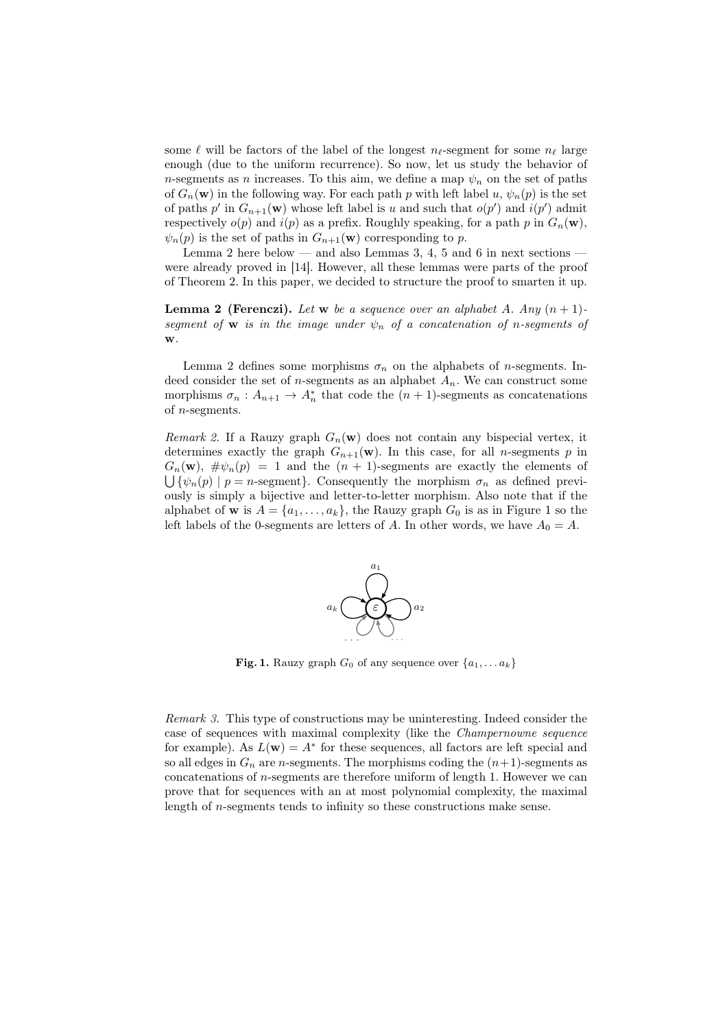some $\ell$ will be factors of the label of the longest $n_\ell$-segment for some $n_\ell$ large enough (due to the uniform recurrence). So now, let us study the behavior of $n$-segments as $n$ increases. To this aim, we define a map $\psi_n$ on the set of paths of $G_n(\mathbf{w})$ in the following way. For each path $p$ with left label $u$, $\psi_n(p)$ is the set of paths $p'$ in $G_{n+1}(\mathbf{w})$ whose left label is $u$ and such that $o(p')$ and $i(p')$ admit respectively $o(p)$ and $i(p)$ as a prefix. Roughly speaking, for a path $p$ in $G_n(\mathbf{w})$, $\psi_n(p)$ is the set of paths in $G_{n+1}(\mathbf{w})$ corresponding to $p$.

Lemma 2 here below — and also Lemmas 3, 4, 5 and 6 in next sections — were already proved in [14]. However, all these lemmas were parts of the proof of Theorem 2. In this paper, we decided to structure the proof to smarten it up.

**Lemma 2 (Ferenczi).** *Let $\mathbf{w}$ be a sequence over an alphabet $A$. Any $(n+1)$-segment of $\mathbf{w}$ is in the image under $\psi_n$ of a concatenation of $n$-segments of $\mathbf{w}$.*

Lemma 2 defines some morphisms $\sigma_n$ on the alphabets of $n$-segments. Indeed consider the set of $n$-segments as an alphabet $A_n$. We can construct some morphisms $\sigma_n : A_{n+1} \to A_n^*$ that code the $(n+1)$-segments as concatenations of $n$-segments.

*Remark 2.* If a Rauzy graph $G_n(\mathbf{w})$ does not contain any bispecial vertex, it determines exactly the graph $G_{n+1}(\mathbf{w})$. In this case, for all $n$-segments $p$ in $G_n(\mathbf{w})$, $\#\psi_n(p) = 1$ and the $(n+1)$-segments are exactly the elements of $\bigcup\{\psi_n(p) \mid p = n\text{-segment}\}$. Consequently the morphism $\sigma_n$ as defined previously is simply a bijective and letter-to-letter morphism. Also note that if the alphabet of $\mathbf{w}$ is $A = \{a_1, \ldots, a_k\}$, the Rauzy graph $G_0$ is as in Figure 1 so the left labels of the 0-segments are letters of $A$. In other words, we have $A_0 = A$.

**Fig. 1.** Rauzy graph $G_0$ of any sequence over $\{a_1, \ldots a_k\}$

*Remark 3.* This type of constructions may be uninteresting. Indeed consider the case of sequences with maximal complexity (like the *Champernowne sequence* for example). As $L(\mathbf{w}) = A^*$ for these sequences, all factors are left special and so all edges in $G_n$ are $n$-segments. The morphisms coding the $(n+1)$-segments as concatenations of $n$-segments are therefore uniform of length 1. However we can prove that for sequences with an at most polynomial complexity, the maximal length of $n$-segments tends to infinity so these constructions make sense.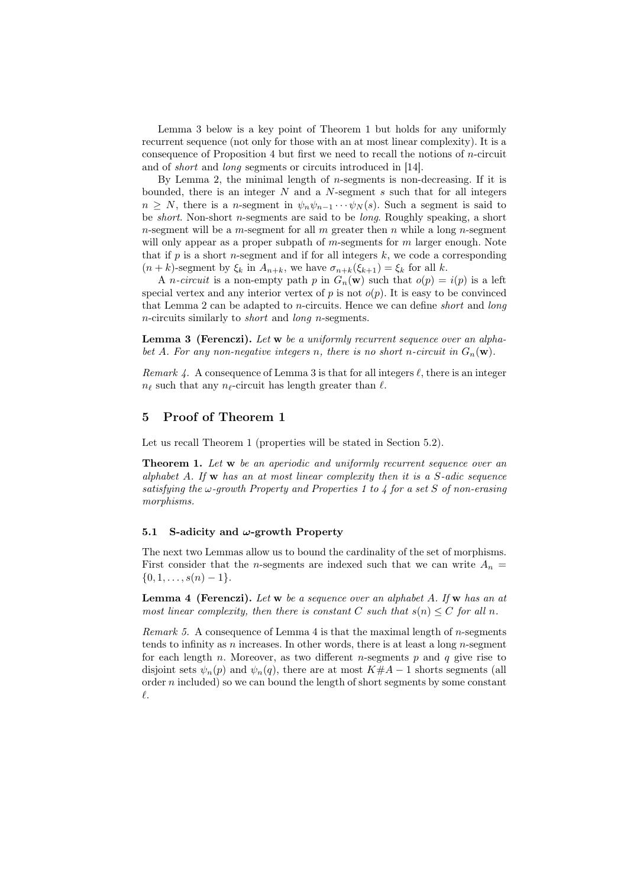Lemma 3 below is a key point of Theorem 1 but holds for any uniformly recurrent sequence (not only for those with an at most linear complexity). It is a consequence of Proposition 4 but first we need to recall the notions of $n$-circuit and of *short* and *long* segments or circuits introduced in [14].

By Lemma 2, the minimal length of $n$-segments is non-decreasing. If it is bounded, there is an integer $N$ and a $N$-segment $s$ such that for all integers $n \geq N$, there is a $n$-segment in $\psi_n \psi_{n-1} \cdots \psi_N(s)$. Such a segment is said to be *short*. Non-short $n$-segments are said to be *long*. Roughly speaking, a short $n$-segment will be a $m$-segment for all $m$ greater then $n$ while a long $n$-segment will only appear as a proper subpath of $m$-segments for $m$ larger enough. Note that if $p$ is a short $n$-segment and if for all integers $k$, we code a corresponding $(n+k)$-segment by $\xi_k$ in $A_{n+k}$, we have $\sigma_{n+k}(\xi_{k+1}) = \xi_k$ for all $k$.

A *$n$-circuit* is a non-empty path $p$ in $G_n(\mathbf{w})$ such that $o(p) = i(p)$ is a left special vertex and any interior vertex of $p$ is not $o(p)$. It is easy to be convinced that Lemma 2 can be adapted to $n$-circuits. Hence we can define *short* and *long* $n$-circuits similarly to *short* and *long* $n$-segments.

**Lemma 3 (Ferenczi).** *Let $\mathbf{w}$ be a uniformly recurrent sequence over an alphabet $A$. For any non-negative integers $n$, there is no short $n$-circuit in $G_n(\mathbf{w})$.*

*Remark 4.* A consequence of Lemma 3 is that for all integers $\ell$, there is an integer $n_\ell$ such that any $n_\ell$-circuit has length greater than $\ell$.

## 5 Proof of Theorem 1

Let us recall Theorem 1 (properties will be stated in Section 5.2).

**Theorem 1.** *Let $\mathbf{w}$ be an aperiodic and uniformly recurrent sequence over an alphabet $A$. If $\mathbf{w}$ has an at most linear complexity then it is a $S$-adic sequence satisfying the $\omega$-growth Property and Properties 1 to 4 for a set $S$ of non-erasing morphisms.*

### 5.1 S-adicity and $\omega$-growth Property

The next two Lemmas allow us to bound the cardinality of the set of morphisms. First consider that the $n$-segments are indexed such that we can write $A_n = \{0, 1, \ldots, s(n) - 1\}$.

**Lemma 4 (Ferenczi).** *Let $\mathbf{w}$ be a sequence over an alphabet $A$. If $\mathbf{w}$ has an at most linear complexity, then there is constant $C$ such that $s(n) \leq C$ for all $n$.*

*Remark 5.* A consequence of Lemma 4 is that the maximal length of $n$-segments tends to infinity as $n$ increases. In other words, there is at least a long $n$-segment for each length $n$. Moreover, as two different $n$-segments $p$ and $q$ give rise to disjoint sets $\psi_n(p)$ and $\psi_n(q)$, there are at most $K\#A - 1$ shorts segments (all order $n$ included) so we can bound the length of short segments by some constant $\ell$.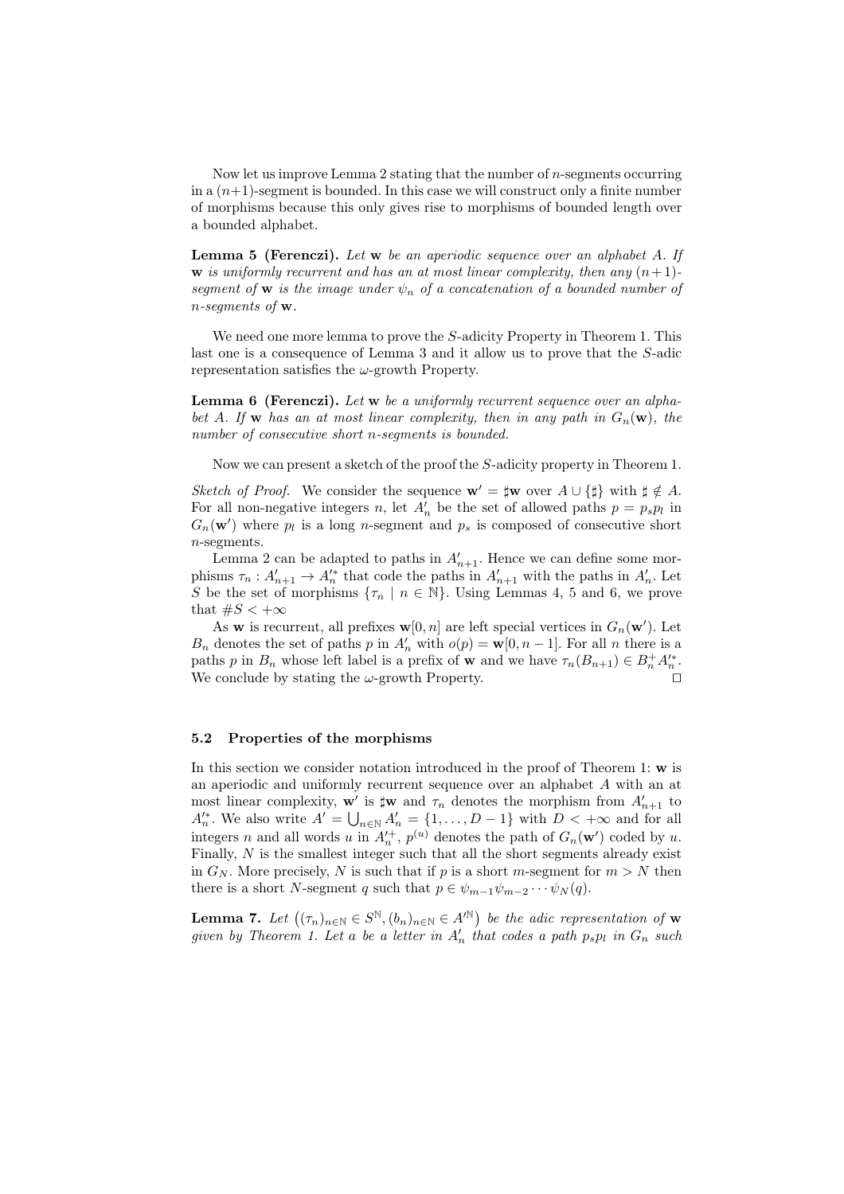Now let us improve Lemma 2 stating that the number of $n$-segments occurring in a $(n+1)$-segment is bounded. In this case we will construct only a finite number of morphisms because this only gives rise to morphisms of bounded length over a bounded alphabet.

**Lemma 5 (Ferenczi).** *Let $\mathbf{w}$ be an aperiodic sequence over an alphabet $A$. If $\mathbf{w}$ is uniformly recurrent and has an at most linear complexity, then any $(n+1)$-segment of $\mathbf{w}$ is the image under $\psi_n$ of a concatenation of a bounded number of $n$-segments of $\mathbf{w}$.*

We need one more lemma to prove the $S$-adicity Property in Theorem 1. This last one is a consequence of Lemma 3 and it allow us to prove that the $S$-adic representation satisfies the $\omega$-growth Property.

**Lemma 6 (Ferenczi).** *Let $\mathbf{w}$ be a uniformly recurrent sequence over an alphabet $A$. If $\mathbf{w}$ has an at most linear complexity, then in any path in $G_n(\mathbf{w})$, the number of consecutive short $n$-segments is bounded.*

Now we can present a sketch of the proof the $S$-adicity property in Theorem 1.

*Sketch of Proof.* We consider the sequence $\mathbf{w}' = \sharp\mathbf{w}$ over $A \cup \{\sharp\}$ with $\sharp \notin A$. For all non-negative integers $n$, let $A'_n$ be the set of allowed paths $p = p_s p_l$ in $G_n(\mathbf{w}')$ where $p_l$ is a long $n$-segment and $p_s$ is composed of consecutive short $n$-segments.

Lemma 2 can be adapted to paths in $A'_{n+1}$. Hence we can define some morphisms $\tau_n : A'_{n+1} \to A'^*_n$ that code the paths in $A'_{n+1}$ with the paths in $A'_n$. Let $S$ be the set of morphisms $\{\tau_n \mid n \in \mathbb{N}\}$. Using Lemmas 4, 5 and 6, we prove that $\#S < +\infty$

As $\mathbf{w}$ is recurrent, all prefixes $\mathbf{w}[0, n]$ are left special vertices in $G_n(\mathbf{w}')$. Let $B_n$ denotes the set of paths $p$ in $A'_n$ with $o(p) = \mathbf{w}[0, n-1]$. For all $n$ there is a paths $p$ in $B_n$ whose left label is a prefix of $\mathbf{w}$ and we have $\tau_n(B_{n+1}) \in B_n^+ A'^*_n$. We conclude by stating the $\omega$-growth Property. $\square$

### 5.2 Properties of the morphisms

In this section we consider notation introduced in the proof of Theorem 1: $\mathbf{w}$ is an aperiodic and uniformly recurrent sequence over an alphabet $A$ with an at most linear complexity, $\mathbf{w}'$ is $\sharp\mathbf{w}$ and $\tau_n$ denotes the morphism from $A'_{n+1}$ to $A'^*_n$. We also write $A' = \bigcup_{n\in\mathbb{N}} A'_n = \{1, \ldots, D-1\}$ with $D < +\infty$ and for all integers $n$ and all words $u$ in $A'^+_n$, $p^{(u)}$ denotes the path of $G_n(\mathbf{w}')$ coded by $u$. Finally, $N$ is the smallest integer such that all the short segments already exist in $G_N$. More precisely, $N$ is such that if $p$ is a short $m$-segment for $m > N$ then there is a short $N$-segment $q$ such that $p \in \psi_{m-1}\psi_{m-2}\cdots\psi_N(q)$.

**Lemma 7.** *Let $\left((\tau_n)_{n\in\mathbb{N}} \in S^{\mathbb{N}}, (b_n)_{n\in\mathbb{N}} \in A'^{\mathbb{N}}\right)$ be the adic representation of $\mathbf{w}$ given by Theorem 1. Let $a$ be a letter in $A'_n$ that codes a path $p_s p_l$ in $G_n$ such*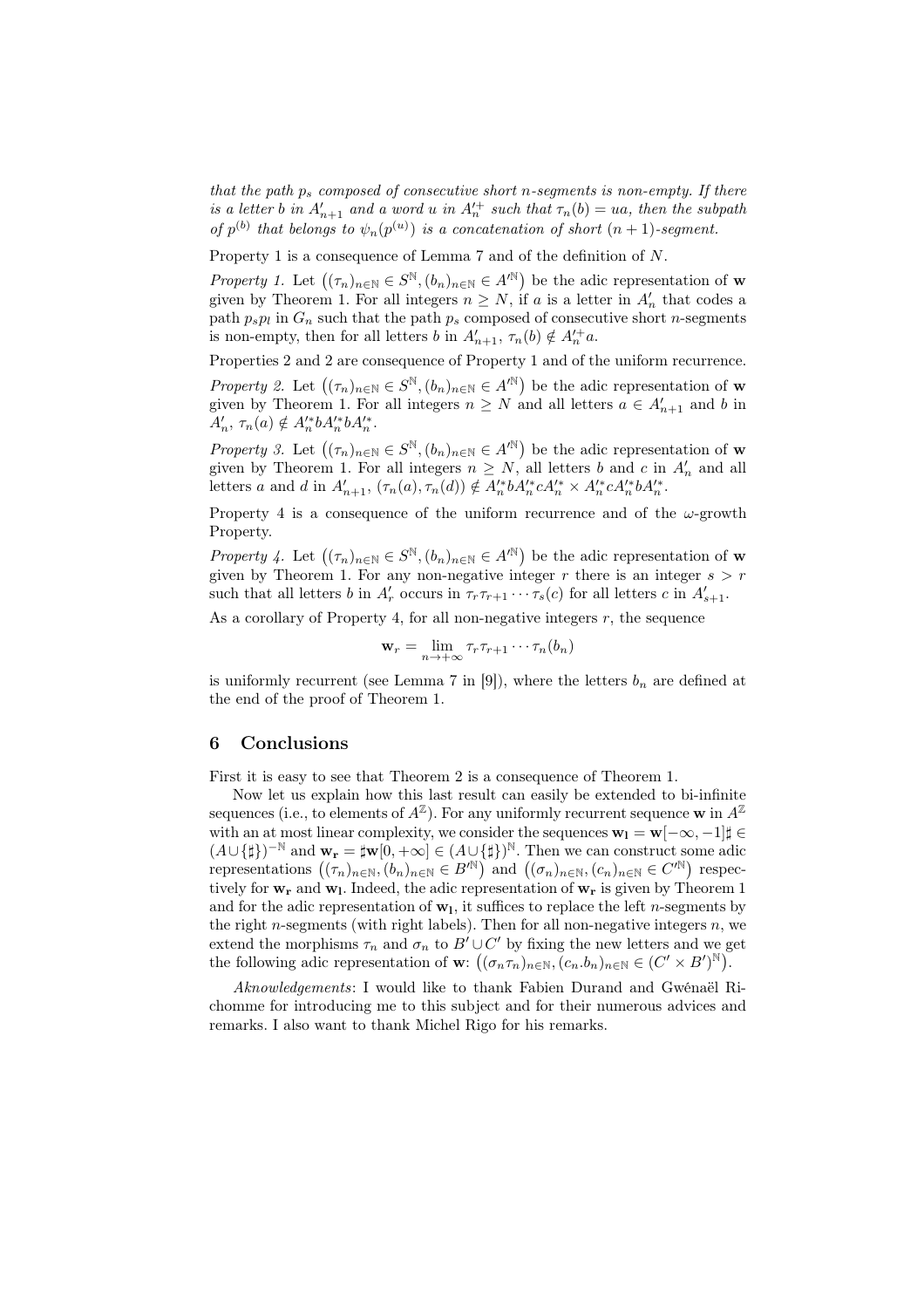*that the path $p_s$ composed of consecutive short $n$-segments is non-empty. If there is a letter $b$ in $A'_{n+1}$ and a word $u$ in $A'^{+}_n$ such that $\tau_n(b) = ua$, then the subpath of $p^{(b)}$ that belongs to $\psi_n(p^{(u)})$ is a concatenation of short $(n+1)$-segment.*

Property 1 is a consequence of Lemma 7 and of the definition of $N$.

*Property 1.* Let $\left((\tau_n)_{n\in\mathbb{N}} \in S^{\mathbb{N}}, (b_n)_{n\in\mathbb{N}} \in A'^{\mathbb{N}}\right)$ be the adic representation of $\mathbf{w}$ given by Theorem 1. For all integers $n \geq N$, if $a$ is a letter in $A'_n$ that codes a path $p_s p_l$ in $G_n$ such that the path $p_s$ composed of consecutive short $n$-segments is non-empty, then for all letters $b$ in $A'_{n+1}$, $\tau_n(b) \notin A'^{+}_n a$.

Properties 2 and 2 are consequence of Property 1 and of the uniform recurrence.

*Property 2.* Let $\left((\tau_n)_{n\in\mathbb{N}} \in S^{\mathbb{N}}, (b_n)_{n\in\mathbb{N}} \in A'^{\mathbb{N}}\right)$ be the adic representation of $\mathbf{w}$ given by Theorem 1. For all integers $n \geq N$ and all letters $a \in A'_{n+1}$ and $b$ in $A'_n$, $\tau_n(a) \notin A'^{*}_n b A'^{*}_n b A'^{*}_n$.

*Property 3.* Let $\left((\tau_n)_{n\in\mathbb{N}} \in S^{\mathbb{N}}, (b_n)_{n\in\mathbb{N}} \in A'^{\mathbb{N}}\right)$ be the adic representation of $\mathbf{w}$ given by Theorem 1. For all integers $n \geq N$, all letters $b$ and $c$ in $A'_n$ and all letters $a$ and $d$ in $A'_{n+1}$, $(\tau_n(a), \tau_n(d)) \notin A'^{*}_n b A'^{*}_n c A'^{*}_n \times A'^{*}_n c A'^{*}_n b A'^{*}_n$.

Property 4 is a consequence of the uniform recurrence and of the $\omega$-growth Property.

*Property 4.* Let $\left((\tau_n)_{n\in\mathbb{N}} \in S^{\mathbb{N}}, (b_n)_{n\in\mathbb{N}} \in A'^{\mathbb{N}}\right)$ be the adic representation of $\mathbf{w}$ given by Theorem 1. For any non-negative integer $r$ there is an integer $s > r$ such that all letters $b$ in $A'_r$ occurs in $\tau_r \tau_{r+1} \cdots \tau_s(c)$ for all letters $c$ in $A'_{s+1}$.

As a corollary of Property 4, for all non-negative integers $r$, the sequence

$$\mathbf{w}_r = \lim_{n\to+\infty} \tau_r \tau_{r+1} \cdots \tau_n(b_n)$$

is uniformly recurrent (see Lemma 7 in [9]), where the letters $b_n$ are defined at the end of the proof of Theorem 1.

## 6 Conclusions

First it is easy to see that Theorem 2 is a consequence of Theorem 1.

Now let us explain how this last result can easily be extended to bi-infinite sequences (i.e., to elements of $A^{\mathbb{Z}}$). For any uniformly recurrent sequence $\mathbf{w}$ in $A^{\mathbb{Z}}$ with an at most linear complexity, we consider the sequences $\mathbf{w_l} = \mathbf{w}[-\infty, -1]\sharp \in (A \cup \{\sharp\})^{-\mathbb{N}}$ and $\mathbf{w_r} = \sharp\mathbf{w}[0, +\infty] \in (A \cup \{\sharp\})^{\mathbb{N}}$. Then we can construct some adic representations $\left((\tau_n)_{n\in\mathbb{N}}, (b_n)_{n\in\mathbb{N}} \in B'^{\mathbb{N}}\right)$ and $\left((\sigma_n)_{n\in\mathbb{N}}, (c_n)_{n\in\mathbb{N}} \in C'^{\mathbb{N}}\right)$ respectively for $\mathbf{w_r}$ and $\mathbf{w_l}$. Indeed, the adic representation of $\mathbf{w_r}$ is given by Theorem 1 and for the adic representation of $\mathbf{w_l}$, it suffices to replace the left $n$-segments by the right $n$-segments (with right labels). Then for all non-negative integers $n$, we extend the morphisms $\tau_n$ and $\sigma_n$ to $B' \cup C'$ by fixing the new letters and we get the following adic representation of $\mathbf{w}$: $\left((\sigma_n \tau_n)_{n\in\mathbb{N}}, (c_n.b_n)_{n\in\mathbb{N}} \in (C' \times B')^{\mathbb{N}}\right)$.

*Aknowledgements*: I would like to thank Fabien Durand and Gwénaël Richomme for introducing me to this subject and for their numerous advices and remarks. I also want to thank Michel Rigo for his remarks.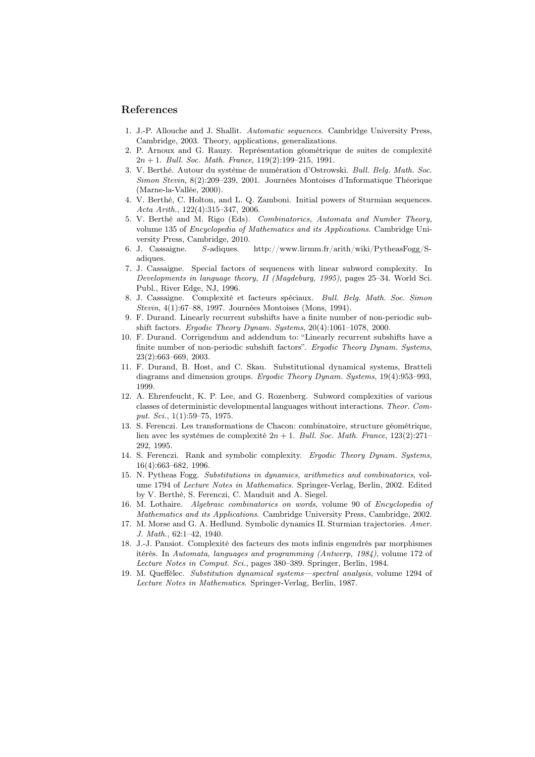## References

1. J.-P. Allouche and J. Shallit. *Automatic sequences*. Cambridge University Press, Cambridge, 2003. Theory, applications, generalizations.
2. P. Arnoux and G. Rauzy. Représentation géométrique de suites de complexité $2n+1$. *Bull. Soc. Math. France*, 119(2):199–215, 1991.
3. V. Berthé. Autour du système de numération d'Ostrowski. *Bull. Belg. Math. Soc. Simon Stevin*, 8(2):209–239, 2001. Journées Montoises d'Informatique Théorique (Marne-la-Vallée, 2000).
4. V. Berthé, C. Holton, and L. Q. Zamboni. Initial powers of Sturmian sequences. *Acta Arith.*, 122(4):315–347, 2006.
5. V. Berthé and M. Rigo (Eds). *Combinatorics, Automata and Number Theory*, volume 135 of *Encyclopedia of Mathematics and its Applications*. Cambridge University Press, Cambridge, 2010.
6. J. Cassaigne. *S*-adiques. http://www.lirmm.fr/arith/wiki/PytheasFogg/S-adiques.
7. J. Cassaigne. Special factors of sequences with linear subword complexity. In *Developments in language theory, II (Magdeburg, 1995)*, pages 25–34. World Sci. Publ., River Edge, NJ, 1996.
8. J. Cassaigne. Complexité et facteurs spéciaux. *Bull. Belg. Math. Soc. Simon Stevin*, 4(1):67–88, 1997. Journées Montoises (Mons, 1994).
9. F. Durand. Linearly recurrent subshifts have a finite number of non-periodic subshift factors. *Ergodic Theory Dynam. Systems*, 20(4):1061–1078, 2000.
10. F. Durand. Corrigendum and addendum to: "Linearly recurrent subshifts have a finite number of non-periodic subshift factors". *Ergodic Theory Dynam. Systems*, 23(2):663–669, 2003.
11. F. Durand, B. Host, and C. Skau. Substitutional dynamical systems, Bratteli diagrams and dimension groups. *Ergodic Theory Dynam. Systems*, 19(4):953–993, 1999.
12. A. Ehrenfeucht, K. P. Lee, and G. Rozenberg. Subword complexities of various classes of deterministic developmental languages without interactions. *Theor. Comput. Sci.*, 1(1):59–75, 1975.
13. S. Ferenczi. Les transformations de Chacon: combinatoire, structure géométrique, lien avec les systèmes de complexité $2n+1$. *Bull. Soc. Math. France*, 123(2):271–292, 1995.
14. S. Ferenczi. Rank and symbolic complexity. *Ergodic Theory Dynam. Systems*, 16(4):663–682, 1996.
15. N. Pytheas Fogg. *Substitutions in dynamics, arithmetics and combinatorics*, volume 1794 of *Lecture Notes in Mathematics*. Springer-Verlag, Berlin, 2002. Edited by V. Berthé, S. Ferenczi, C. Mauduit and A. Siegel.
16. M. Lothaire. *Algebraic combinatorics on words*, volume 90 of *Encyclopedia of Mathematics and its Applications*. Cambridge University Press, Cambridge, 2002.
17. M. Morse and G. A. Hedlund. Symbolic dynamics II. Sturmian trajectories. *Amer. J. Math.*, 62:1–42, 1940.
18. J.-J. Pansiot. Complexité des facteurs des mots infinis engendrés par morphismes itérés. In *Automata, languages and programming (Antwerp, 1984)*, volume 172 of *Lecture Notes in Comput. Sci.*, pages 380–389. Springer, Berlin, 1984.
19. M. Queffélec. *Substitution dynamical systems—spectral analysis*, volume 1294 of *Lecture Notes in Mathematics*. Springer-Verlag, Berlin, 1987.